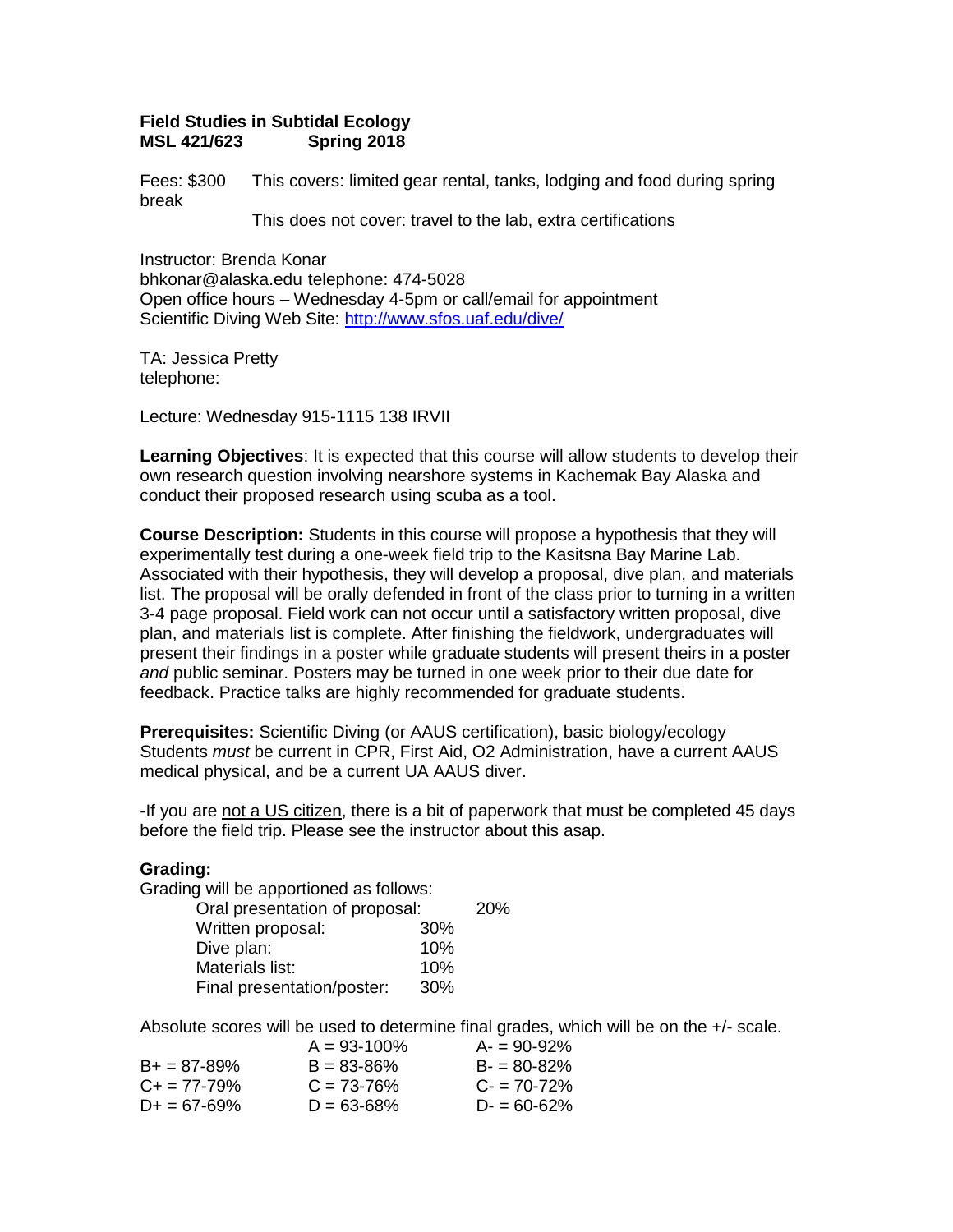**Field Studies in Subtidal Ecology**
**MSL 421/623 Spring 2018**

Fees: $300 This covers: limited gear rental, tanks, lodging and food during spring break

This does not cover: travel to the lab, extra certifications

Instructor: Brenda Konar
bhkonar@alaska.edu telephone: 474-5028
Open office hours – Wednesday 4-5pm or call/email for appointment
Scientific Diving Web Site: http://www.sfos.uaf.edu/dive/

TA: Jessica Pretty
telephone:

Lecture: Wednesday 915-1115 138 IRVII

**Learning Objectives**: It is expected that this course will allow students to develop their own research question involving nearshore systems in Kachemak Bay Alaska and conduct their proposed research using scuba as a tool.

**Course Description:** Students in this course will propose a hypothesis that they will experimentally test during a one-week field trip to the Kasitsna Bay Marine Lab. Associated with their hypothesis, they will develop a proposal, dive plan, and materials list. The proposal will be orally defended in front of the class prior to turning in a written 3-4 page proposal. Field work can not occur until a satisfactory written proposal, dive plan, and materials list is complete. After finishing the fieldwork, undergraduates will present their findings in a poster while graduate students will present theirs in a poster *and* public seminar. Posters may be turned in one week prior to their due date for feedback. Practice talks are highly recommended for graduate students.

**Prerequisites:** Scientific Diving (or AAUS certification), basic biology/ecology
Students *must* be current in CPR, First Aid, O2 Administration, have a current AAUS medical physical, and be a current UA AAUS diver.

-If you are not a US citizen, there is a bit of paperwork that must be completed 45 days before the field trip. Please see the instructor about this asap.

**Grading:**

Grading will be apportioned as follows:

| | |
|---|---|
| Oral presentation of proposal: | 20% |
| Written proposal: | 30% |
| Dive plan: | 10% |
| Materials list: | 10% |
| Final presentation/poster: | 30% |

Absolute scores will be used to determine final grades, which will be on the +/- scale.

| | | |
|---|---|---|
| | A = 93-100% | A- = 90-92% |
| B+ = 87-89% | B = 83-86% | B- = 80-82% |
| C+ = 77-79% | C = 73-76% | C- = 70-72% |
| D+ = 67-69% | D = 63-68% | D- = 60-62% |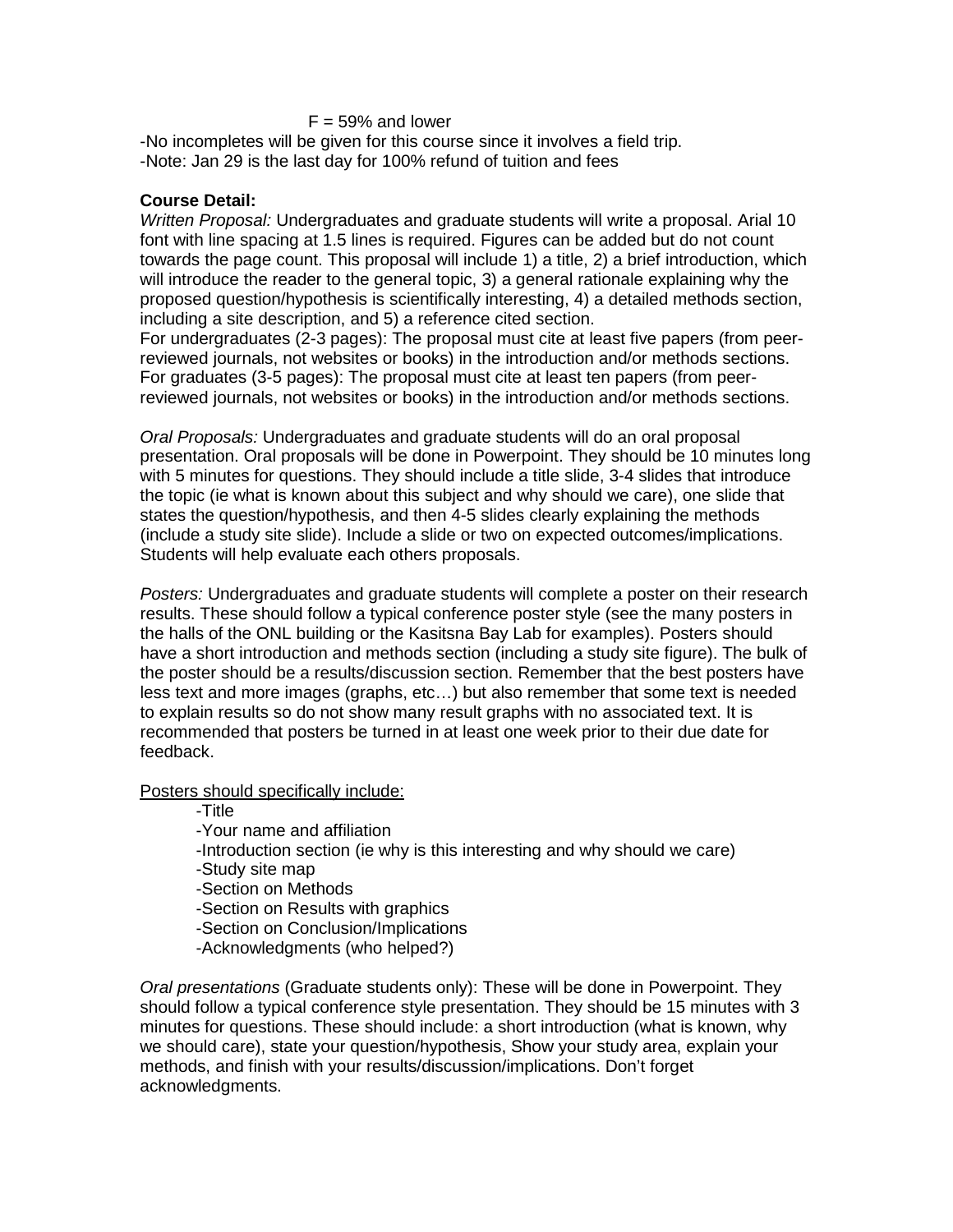F = 59% and lower

-No incompletes will be given for this course since it involves a field trip.
-Note: Jan 29 is the last day for 100% refund of tuition and fees

**Course Detail:**

*Written Proposal:* Undergraduates and graduate students will write a proposal. Arial 10 font with line spacing at 1.5 lines is required. Figures can be added but do not count towards the page count. This proposal will include 1) a title, 2) a brief introduction, which will introduce the reader to the general topic, 3) a general rationale explaining why the proposed question/hypothesis is scientifically interesting, 4) a detailed methods section, including a site description, and 5) a reference cited section.
For undergraduates (2-3 pages): The proposal must cite at least five papers (from peer-reviewed journals, not websites or books) in the introduction and/or methods sections.
For graduates (3-5 pages): The proposal must cite at least ten papers (from peer-reviewed journals, not websites or books) in the introduction and/or methods sections.

*Oral Proposals:* Undergraduates and graduate students will do an oral proposal presentation. Oral proposals will be done in Powerpoint. They should be 10 minutes long with 5 minutes for questions. They should include a title slide, 3-4 slides that introduce the topic (ie what is known about this subject and why should we care), one slide that states the question/hypothesis, and then 4-5 slides clearly explaining the methods (include a study site slide). Include a slide or two on expected outcomes/implications. Students will help evaluate each others proposals.

*Posters:* Undergraduates and graduate students will complete a poster on their research results. These should follow a typical conference poster style (see the many posters in the halls of the ONL building or the Kasitsna Bay Lab for examples). Posters should have a short introduction and methods section (including a study site figure). The bulk of the poster should be a results/discussion section. Remember that the best posters have less text and more images (graphs, etc…) but also remember that some text is needed to explain results so do not show many result graphs with no associated text. It is recommended that posters be turned in at least one week prior to their due date for feedback.

<u>Posters should specifically include:</u>

- -Title
- -Your name and affiliation
- -Introduction section (ie why is this interesting and why should we care)
- -Study site map
- -Section on Methods
- -Section on Results with graphics
- -Section on Conclusion/Implications
- -Acknowledgments (who helped?)

*Oral presentations* (Graduate students only): These will be done in Powerpoint. They should follow a typical conference style presentation. They should be 15 minutes with 3 minutes for questions. These should include: a short introduction (what is known, why we should care), state your question/hypothesis, Show your study area, explain your methods, and finish with your results/discussion/implications. Don't forget acknowledgments.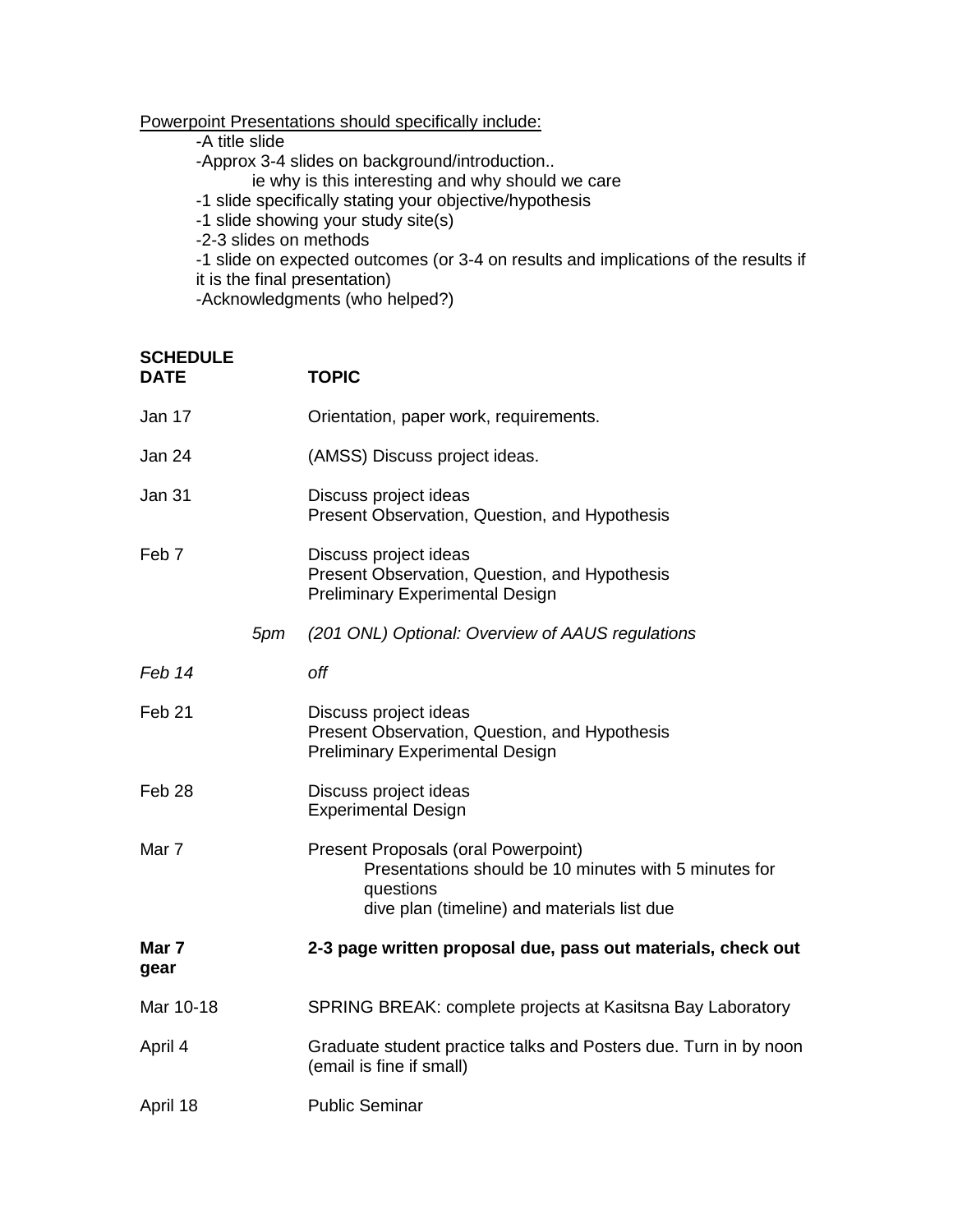Powerpoint Presentations should specifically include:

- A title slide
- Approx 3-4 slides on background/introduction..
  - ie why is this interesting and why should we care
- 1 slide specifically stating your objective/hypothesis
- 1 slide showing your study site(s)
- 2-3 slides on methods
- 1 slide on expected outcomes (or 3-4 on results and implications of the results if it is the final presentation)
- Acknowledgments (who helped?)

**SCHEDULE**

| **DATE** | **TOPIC** |
|---|---|
| Jan 17 | Orientation, paper work, requirements. |
| Jan 24 | (AMSS) Discuss project ideas. |
| Jan 31 | Discuss project ideas<br>Present Observation, Question, and Hypothesis |
| Feb 7 | Discuss project ideas<br>Present Observation, Question, and Hypothesis<br>Preliminary Experimental Design |
| *5pm* | *(201 ONL) Optional: Overview of AAUS regulations* |
| *Feb 14* | *off* |
| Feb 21 | Discuss project ideas<br>Present Observation, Question, and Hypothesis<br>Preliminary Experimental Design |
| Feb 28 | Discuss project ideas<br>Experimental Design |
| Mar 7 | Present Proposals (oral Powerpoint)<br>Presentations should be 10 minutes with 5 minutes for questions<br>dive plan (timeline) and materials list due |
| **Mar 7** | **2-3 page written proposal due, pass out materials, check out gear** |
| Mar 10-18 | SPRING BREAK: complete projects at Kasitsna Bay Laboratory |
| April 4 | Graduate student practice talks and Posters due. Turn in by noon (email is fine if small) |
| April 18 | Public Seminar |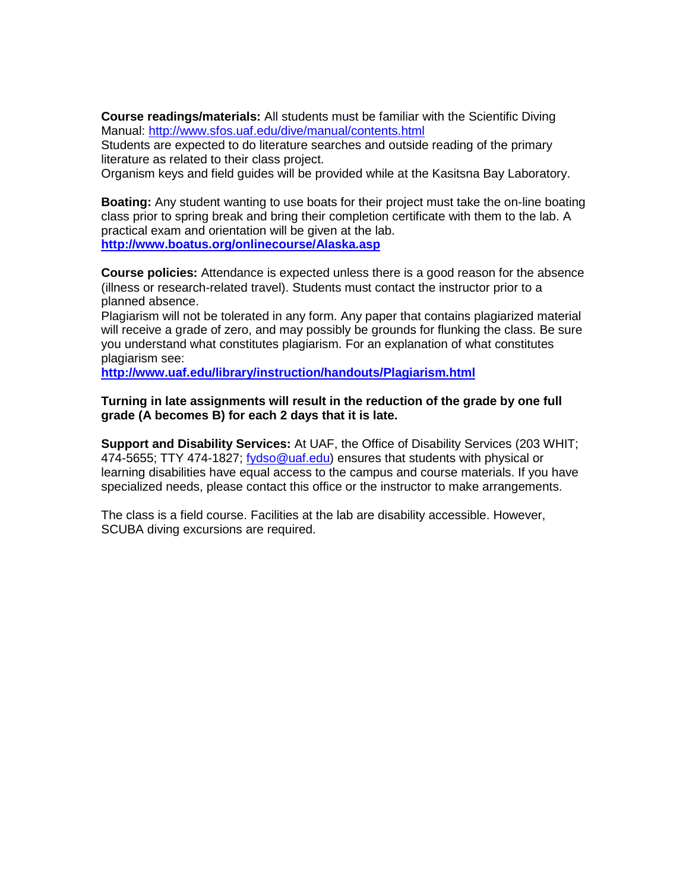**Course readings/materials:** All students must be familiar with the Scientific Diving Manual: http://www.sfos.uaf.edu/dive/manual/contents.html
Students are expected to do literature searches and outside reading of the primary literature as related to their class project.
Organism keys and field guides will be provided while at the Kasitsna Bay Laboratory.

**Boating:** Any student wanting to use boats for their project must take the on-line boating class prior to spring break and bring their completion certificate with them to the lab. A practical exam and orientation will be given at the lab.
**http://www.boatus.org/onlinecourse/Alaska.asp**

**Course policies:** Attendance is expected unless there is a good reason for the absence (illness or research-related travel). Students must contact the instructor prior to a planned absence.
Plagiarism will not be tolerated in any form. Any paper that contains plagiarized material will receive a grade of zero, and may possibly be grounds for flunking the class. Be sure you understand what constitutes plagiarism. For an explanation of what constitutes plagiarism see:
**http://www.uaf.edu/library/instruction/handouts/Plagiarism.html**

**Turning in late assignments will result in the reduction of the grade by one full grade (A becomes B) for each 2 days that it is late.**

**Support and Disability Services:** At UAF, the Office of Disability Services (203 WHIT; 474-5655; TTY 474-1827; fydso@uaf.edu) ensures that students with physical or learning disabilities have equal access to the campus and course materials. If you have specialized needs, please contact this office or the instructor to make arrangements.

The class is a field course. Facilities at the lab are disability accessible. However, SCUBA diving excursions are required.